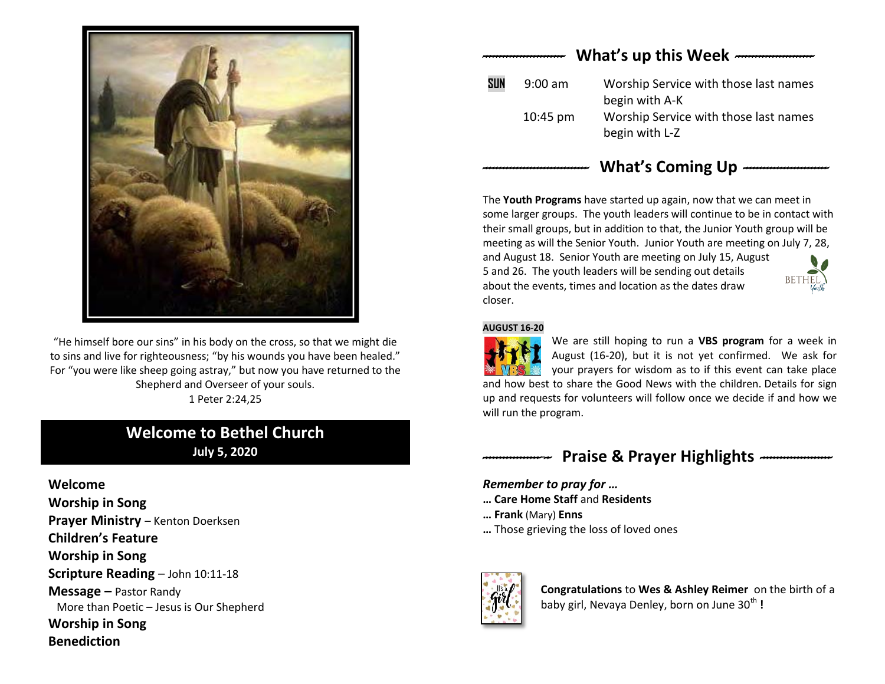"He himself bore our sins" in his body on the cross, so that we might die to sins and live for righteousness; "by his wounds you have been healed." For "you were like sheep going astray," but now you have returned to the Shepherd and Overseer of your souls.
1 Peter 2:24,25

## Welcome to Bethel Church

**July 5, 2020**

**Welcome**
**Worship in Song**
**Prayer Ministry** – Kenton Doerksen
**Children's Feature**
**Worship in Song**
**Scripture Reading** – John 10:11-18
**Message –** Pastor Randy
More than Poetic – Jesus is Our Shepherd
**Worship in Song**
**Benediction**

## What's up this Week

| | | |
|---|---|---|
| SUN | 9:00 am | Worship Service with those last names begin with A-K |
| | 10:45 pm | Worship Service with those last names begin with L-Z |

## What's Coming Up

The **Youth Programs** have started up again, now that we can meet in some larger groups. The youth leaders will continue to be in contact with their small groups, but in addition to that, the Junior Youth group will be meeting as will the Senior Youth. Junior Youth are meeting on July 7, 28, and August 18. Senior Youth are meeting on July 15, August 5 and 26. The youth leaders will be sending out details about the events, times and location as the dates draw closer.

**AUGUST 16-20**

We are still hoping to run a **VBS program** for a week in August (16-20), but it is not yet confirmed. We ask for your prayers for wisdom as to if this event can take place and how best to share the Good News with the children. Details for sign up and requests for volunteers will follow once we decide if and how we will run the program.

## Praise & Prayer Highlights

***Remember to pray for …***

**… Care Home Staff** and **Residents**
**… Frank** (Mary) **Enns**
**…** Those grieving the loss of loved ones

**Congratulations** to **Wes & Ashley Reimer** on the birth of a baby girl, Nevaya Denley, born on June 30th **!**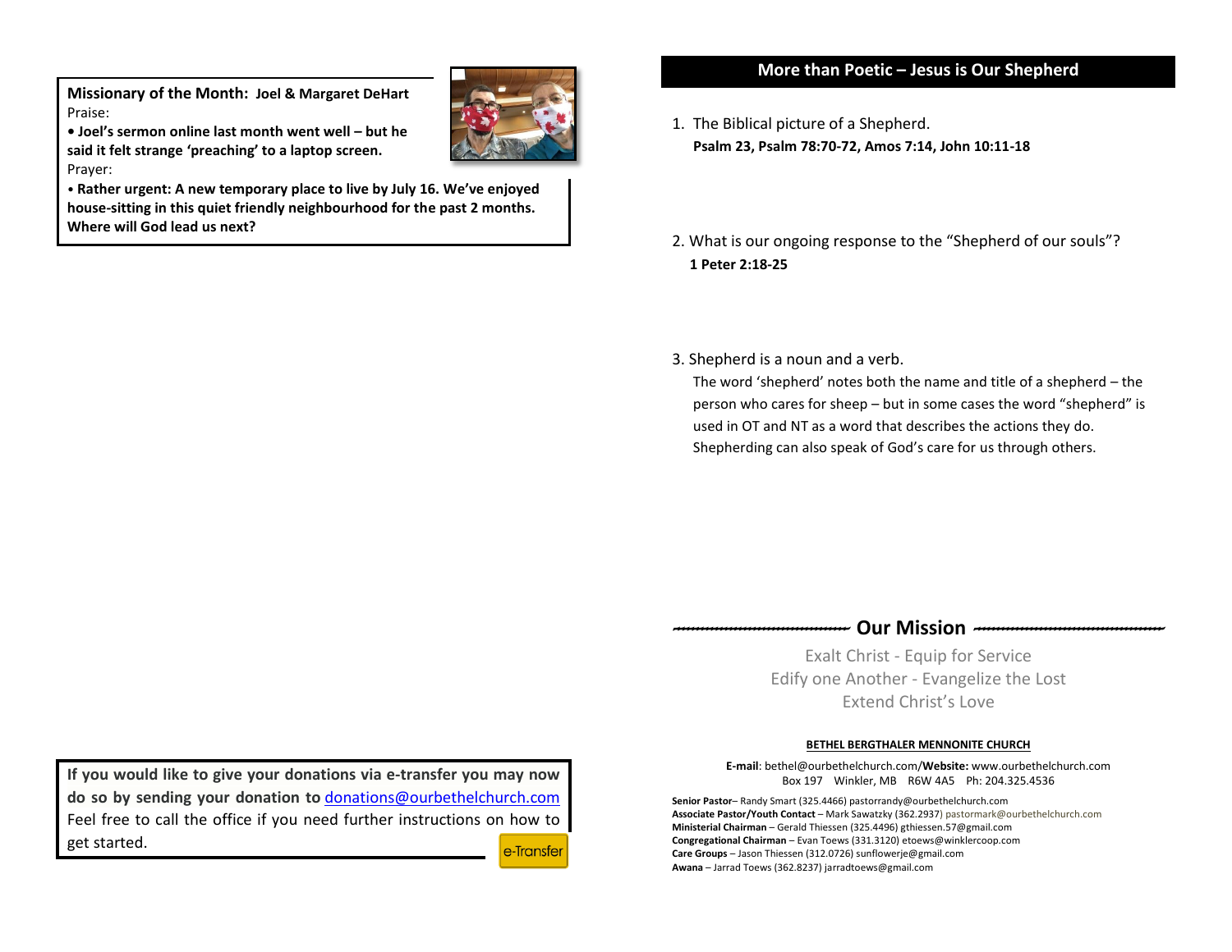**Missionary of the Month:** **Joel & Margaret DeHart**

Praise:

**• Joel's sermon online last month went well – but he said it felt strange 'preaching' to a laptop screen.**

Prayer:

**• Rather urgent: A new temporary place to live by July 16. We've enjoyed house-sitting in this quiet friendly neighbourhood for the past 2 months. Where will God lead us next?**

**If you would like to give your donations via e-transfer you may now do so by sending your donation to** donations@ourbethelchurch.com Feel free to call the office if you need further instructions on how to get started.

e-Transfer

## More than Poetic – Jesus is Our Shepherd

1. The Biblical picture of a Shepherd.
   **Psalm 23, Psalm 78:70-72, Amos 7:14, John 10:11-18**

2. What is our ongoing response to the "Shepherd of our souls"?
   **1 Peter 2:18-25**

3. Shepherd is a noun and a verb.
   The word 'shepherd' notes both the name and title of a shepherd – the person who cares for sheep – but in some cases the word "shepherd" is used in OT and NT as a word that describes the actions they do. Shepherding can also speak of God's care for us through others.

## Our Mission

Exalt Christ - Equip for Service
Edify one Another - Evangelize the Lost
Extend Christ's Love

**BETHEL BERGTHALER MENNONITE CHURCH**

**E-mail**: bethel@ourbethelchurch.com/**Website:** www.ourbethelchurch.com
Box 197 Winkler, MB R6W 4A5 Ph: 204.325.4536

**Senior Pastor**– Randy Smart (325.4466) pastorrandy@ourbethelchurch.com
**Associate Pastor/Youth Contact** – Mark Sawatzky (362.2937) pastormark@ourbethelchurch.com
**Ministerial Chairman** – Gerald Thiessen (325.4496) gthiessen.57@gmail.com
**Congregational Chairman** – Evan Toews (331.3120) etoews@winklercoop.com
**Care Groups** – Jason Thiessen (312.0726) sunflowerje@gmail.com
**Awana** – Jarrad Toews (362.8237) jarradtoews@gmail.com